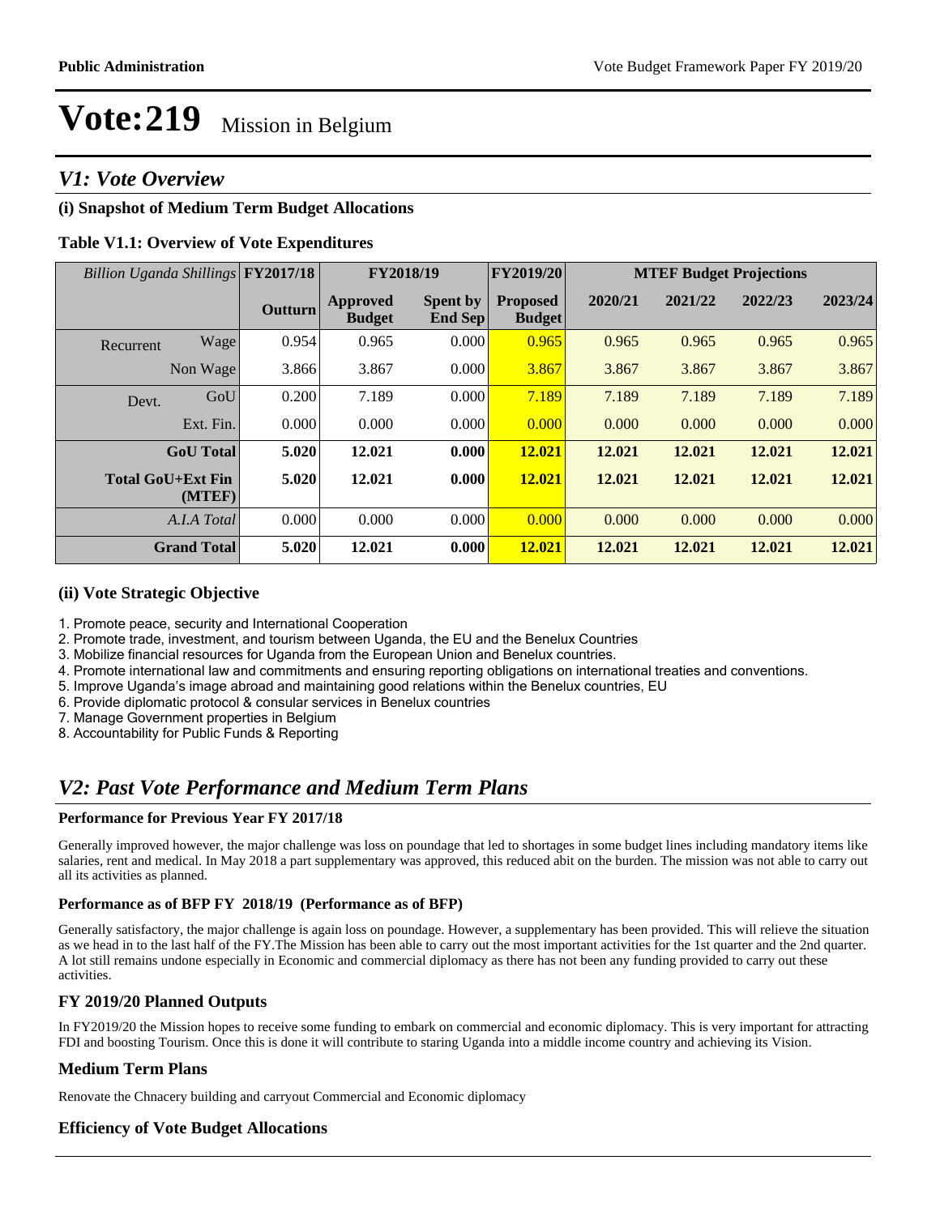# Vote:219 Mission in Belgium

## V1: Vote Overview

### (i) Snapshot of Medium Term Budget Allocations

**Table V1.1: Overview of Vote Expenditures**

| *Billion Uganda Shillings* | | FY2017/18 | FY2018/19 | | FY2019/20 | MTEF Budget Projections | | | |
|---|---|---|---|---|---|---|---|---|---|
| | | Outturn | Approved Budget | Spent by End Sep | Proposed Budget | 2020/21 | 2021/22 | 2022/23 | 2023/24 |
| Recurrent | Wage | 0.954 | 0.965 | 0.000 | 0.965 | 0.965 | 0.965 | 0.965 | 0.965 |
| | Non Wage | 3.866 | 3.867 | 0.000 | 3.867 | 3.867 | 3.867 | 3.867 | 3.867 |
| Devt. | GoU | 0.200 | 7.189 | 0.000 | 7.189 | 7.189 | 7.189 | 7.189 | 7.189 |
| | Ext. Fin. | 0.000 | 0.000 | 0.000 | 0.000 | 0.000 | 0.000 | 0.000 | 0.000 |
| | **GoU Total** | **5.020** | **12.021** | **0.000** | **12.021** | **12.021** | **12.021** | **12.021** | **12.021** |
| | **Total GoU+Ext Fin (MTEF)** | **5.020** | **12.021** | **0.000** | **12.021** | **12.021** | **12.021** | **12.021** | **12.021** |
| | *A.I.A Total* | 0.000 | 0.000 | 0.000 | 0.000 | 0.000 | 0.000 | 0.000 | 0.000 |
| | **Grand Total** | **5.020** | **12.021** | **0.000** | **12.021** | **12.021** | **12.021** | **12.021** | **12.021** |

### (ii) Vote Strategic Objective

1. Promote peace, security and International Cooperation
2. Promote trade, investment, and tourism between Uganda, the EU and the Benelux Countries
3. Mobilize financial resources for Uganda from the European Union and Benelux countries.
4. Promote international law and commitments and ensuring reporting obligations on international treaties and conventions.
5. Improve Uganda's image abroad and maintaining good relations within the Benelux countries, EU
6. Provide diplomatic protocol & consular services in Benelux countries
7. Manage Government properties in Belgium
8. Accountability for Public Funds & Reporting

## V2: Past Vote Performance and Medium Term Plans

**Performance for Previous Year FY 2017/18**

Generally improved however, the major challenge was loss on poundage that led to shortages in some budget lines including mandatory items like salaries, rent and medical. In May 2018 a part supplementary was approved, this reduced abit on the burden. The mission was not able to carry out all its activities as planned.

**Performance as of BFP FY 2018/19 (Performance as of BFP)**

Generally satisfactory, the major challenge is again loss on poundage. However, a supplementary has been provided. This will relieve the situation as we head in to the last half of the FY.The Mission has been able to carry out the most important activities for the 1st quarter and the 2nd quarter. A lot still remains undone especially in Economic and commercial diplomacy as there has not been any funding provided to carry out these activities.

### FY 2019/20 Planned Outputs

In FY2019/20 the Mission hopes to receive some funding to embark on commercial and economic diplomacy. This is very important for attracting FDI and boosting Tourism. Once this is done it will contribute to staring Uganda into a middle income country and achieving its Vision.

### Medium Term Plans

Renovate the Chnacery building and carryout Commercial and Economic diplomacy

### Efficiency of Vote Budget Allocations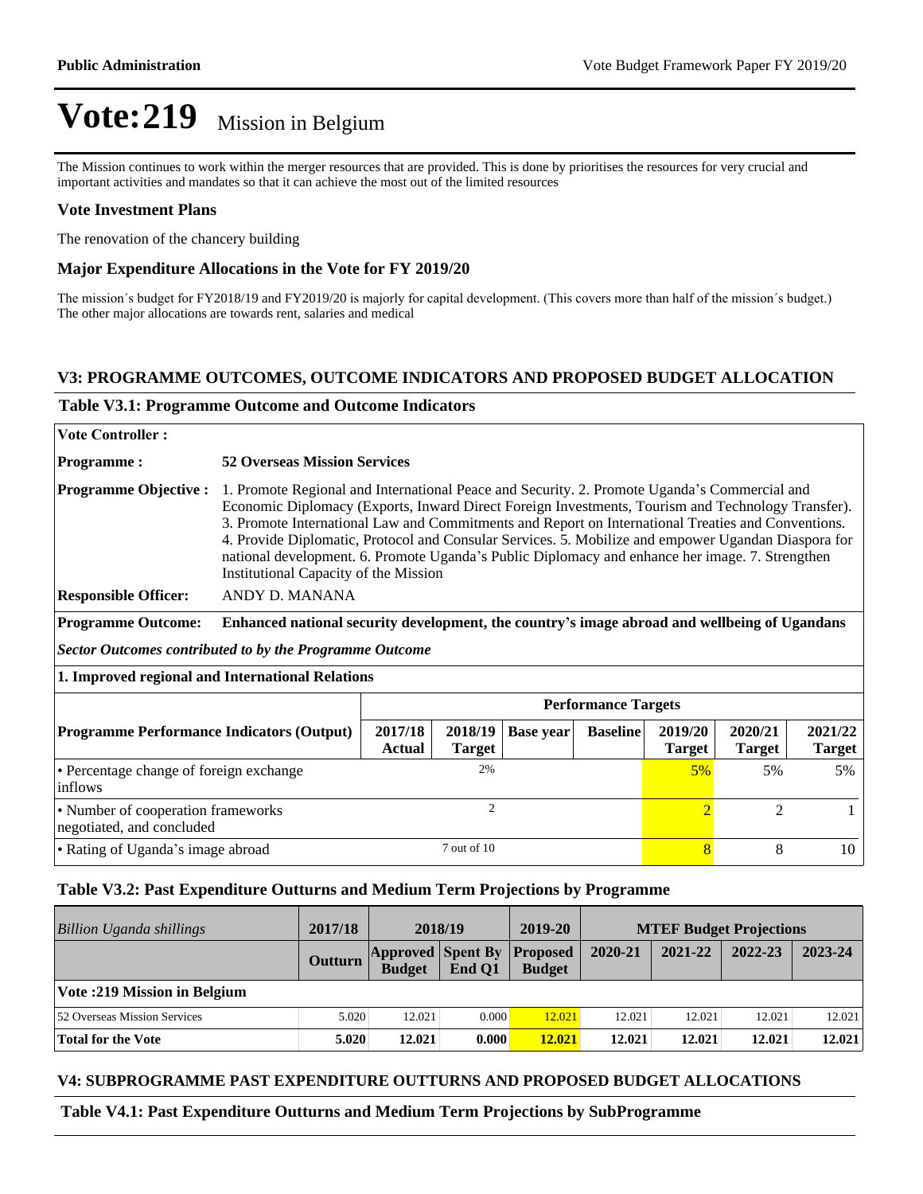# Vote:219 Mission in Belgium

The Mission continues to work within the merger resources that are provided. This is done by prioritises the resources for very crucial and important activities and mandates so that it can achieve the most out of the limited resources

### Vote Investment Plans

The renovation of the chancery building

### Major Expenditure Allocations in the Vote for FY 2019/20

The mission´s budget for FY2018/19 and FY2019/20 is majorly for capital development. (This covers more than half of the mission´s budget.) The other major allocations are towards rent, salaries and medical

## V3: PROGRAMME OUTCOMES, OUTCOME INDICATORS AND PROPOSED BUDGET ALLOCATION

### Table V3.1: Programme Outcome and Outcome Indicators

**Vote Controller :**

**Programme :** **52 Overseas Mission Services**

**Programme Objective :** 1. Promote Regional and International Peace and Security. 2. Promote Uganda's Commercial and Economic Diplomacy (Exports, Inward Direct Foreign Investments, Tourism and Technology Transfer). 3. Promote International Law and Commitments and Report on International Treaties and Conventions. 4. Provide Diplomatic, Protocol and Consular Services. 5. Mobilize and empower Ugandan Diaspora for national development. 6. Promote Uganda's Public Diplomacy and enhance her image. 7. Strengthen Institutional Capacity of the Mission

**Responsible Officer:** ANDY D. MANANA

**Programme Outcome:** **Enhanced national security development, the country's image abroad and wellbeing of Ugandans**

***Sector Outcomes contributed to by the Programme Outcome***

**1. Improved regional and International Relations**

| Programme Performance Indicators (Output) | Performance Targets | | | | | | |
|---|---|---|---|---|---|---|---|
| | 2017/18 Actual | 2018/19 Target | Base year | Baseline | 2019/20 Target | 2020/21 Target | 2021/22 Target |
| • Percentage change of foreign exchange inflows | | 2% | | | 5% | 5% | 5% |
| • Number of cooperation frameworks negotiated, and concluded | | 2 | | | 2 | 2 | 1 |
| • Rating of Uganda's image abroad | | 7 out of 10 | | | 8 | 8 | 10 |

### Table V3.2: Past Expenditure Outturns and Medium Term Projections by Programme

| *Billion Uganda shillings* | 2017/18 | 2018/19 | | 2019-20 | MTEF Budget Projections | | | |
|---|---|---|---|---|---|---|---|---|
| | Outturn | Approved Budget | Spent By End Q1 | Proposed Budget | 2020-21 | 2021-22 | 2022-23 | 2023-24 |
| **Vote :219 Mission in Belgium** | | | | | | | | |
| 52 Overseas Mission Services | 5.020 | 12.021 | 0.000 | 12.021 | 12.021 | 12.021 | 12.021 | 12.021 |
| **Total for the Vote** | **5.020** | **12.021** | **0.000** | **12.021** | **12.021** | **12.021** | **12.021** | **12.021** |

## V4: SUBPROGRAMME PAST EXPENDITURE OUTTURNS AND PROPOSED BUDGET ALLOCATIONS

### Table V4.1: Past Expenditure Outturns and Medium Term Projections by SubProgramme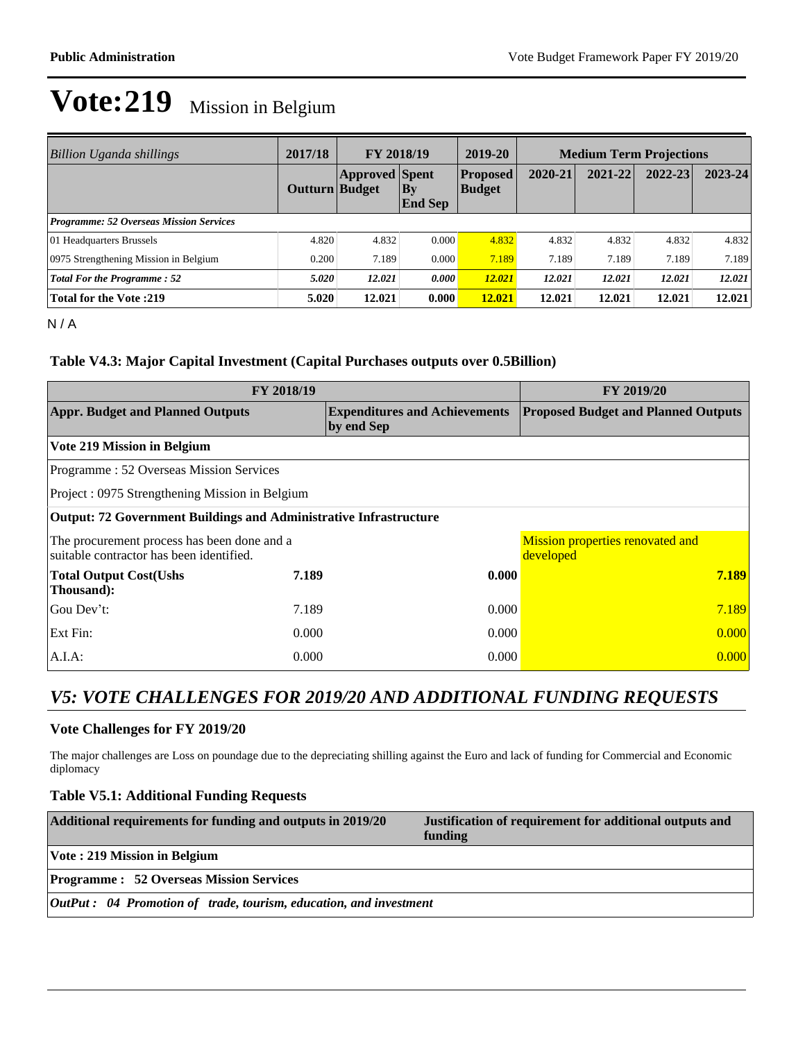# Vote:219 Mission in Belgium

| Billion Uganda shillings | 2017/18 | FY 2018/19 | | 2019-20 | Medium Term Projections | | | |
|---|---|---|---|---|---|---|---|---|
| | Outturn | Approved Budget | Spent By End Sep | Proposed Budget | 2020-21 | 2021-22 | 2022-23 | 2023-24 |
| ***Programme: 52 Overseas Mission Services*** | | | | | | | | |
| 01 Headquarters Brussels | 4.820 | 4.832 | 0.000 | 4.832 | 4.832 | 4.832 | 4.832 | 4.832 |
| 0975 Strengthening Mission in Belgium | 0.200 | 7.189 | 0.000 | 7.189 | 7.189 | 7.189 | 7.189 | 7.189 |
| ***Total For the Programme : 52*** | ***5.020*** | ***12.021*** | ***0.000*** | ***12.021*** | ***12.021*** | ***12.021*** | ***12.021*** | ***12.021*** |
| **Total for the Vote :219** | **5.020** | **12.021** | **0.000** | **12.021** | **12.021** | **12.021** | **12.021** | **12.021** |

N / A

### Table V4.3: Major Capital Investment (Capital Purchases outputs over 0.5Billion)

| FY 2018/19 | | | FY 2019/20 |
|---|---|---|---|
| **Appr. Budget and Planned Outputs** | | **Expenditures and Achievements by end Sep** | **Proposed Budget and Planned Outputs** |
| **Vote 219 Mission in Belgium** | | | |
| Programme : 52 Overseas Mission Services | | | |
| Project : 0975 Strengthening Mission in Belgium | | | |
| **Output: 72 Government Buildings and Administrative Infrastructure** | | | |
| The procurement process has been done and a suitable contractor has been identified. | | | Mission properties renovated and developed |
| **Total Output Cost(Ushs Thousand):** | **7.189** | **0.000** | **7.189** |
| Gou Dev't: | 7.189 | 0.000 | 7.189 |
| Ext Fin: | 0.000 | 0.000 | 0.000 |
| A.I.A: | 0.000 | 0.000 | 0.000 |

## *V5: VOTE CHALLENGES FOR 2019/20 AND ADDITIONAL FUNDING REQUESTS*

### Vote Challenges for FY 2019/20

The major challenges are Loss on poundage due to the depreciating shilling against the Euro and lack of funding for Commercial and Economic diplomacy

### Table V5.1: Additional Funding Requests

| Additional requirements for funding and outputs in 2019/20 | Justification of requirement for additional outputs and funding |
|---|---|
| **Vote : 219 Mission in Belgium** | |
| **Programme : 52 Overseas Mission Services** | |
| ***OutPut : 04 Promotion of trade, tourism, education, and investment*** | |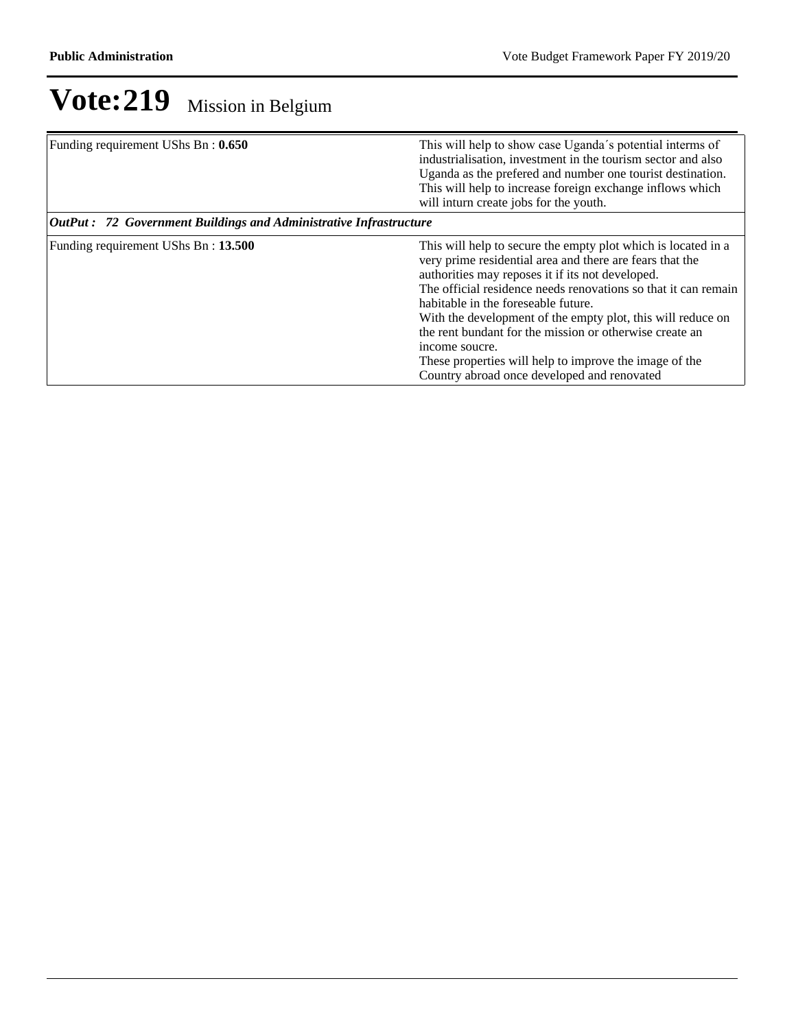# Vote:219 Mission in Belgium

| | |
|---|---|
| Funding requirement UShs Bn : **0.650** | This will help to show case Uganda´s potential interms of industrialisation, investment in the tourism sector and also Uganda as the prefered and number one tourist destination. This will help to increase foreign exchange inflows which will inturn create jobs for the youth. |
| ***OutPut : 72 Government Buildings and Administrative Infrastructure*** | |
| Funding requirement UShs Bn : **13.500** | This will help to secure the empty plot which is located in a very prime residential area and there are fears that the authorities may reposes it if its not developed.<br>The official residence needs renovations so that it can remain habitable in the foreseable future.<br>With the development of the empty plot, this will reduce on the rent bundant for the mission or otherwise create an income soucre.<br>These properties will help to improve the image of the Country abroad once developed and renovated |